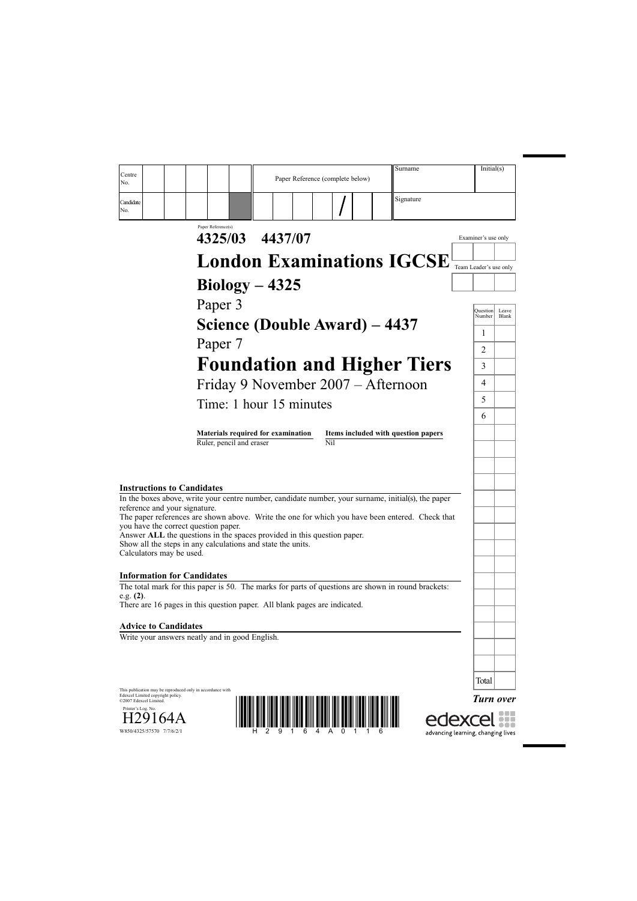| Centre No. | | | | | | Paper Reference (complete below) | Surname | Initial(s) |
|---|---|---|---|---|---|---|---|---|
| Candidate No. | | | | | | / | Signature | |

Paper Reference(s)

# 4325/03 4437/07

# London Examinations IGCSE

## Biology – 4325

Paper 3

## Science (Double Award) – 4437

Paper 7

# Foundation and Higher Tiers

Friday 9 November 2007 – Afternoon

Time: 1 hour 15 minutes

| Materials required for examination | Items included with question papers |
|---|---|
| Ruler, pencil and eraser | Nil |

Examiner's use only

Team Leader's use only

| Question Number | Leave Blank |
|---|---|
| 1 | |
| 2 | |
| 3 | |
| 4 | |
| 5 | |
| 6 | |
| Total | |

**Instructions to Candidates**

In the boxes above, write your centre number, candidate number, your surname, initial(s), the paper reference and your signature.
The paper references are shown above. Write the one for which you have been entered. Check that you have the correct question paper.
Answer **ALL** the questions in the spaces provided in this question paper.
Show all the steps in any calculations and state the units.
Calculators may be used.

**Information for Candidates**

The total mark for this paper is 50. The marks for parts of questions are shown in round brackets: e.g. **(2)**.
There are 16 pages in this question paper. All blank pages are indicated.

**Advice to Candidates**

Write your answers neatly and in good English.

This publication may be reproduced only in accordance with Edexcel Limited copyright policy.
©2007 Edexcel Limited.

Printer's Log. No.
H29164A
W850/4325/57570 7/7/6/2/1

***Turn over***

edexcel
advancing learning, changing lives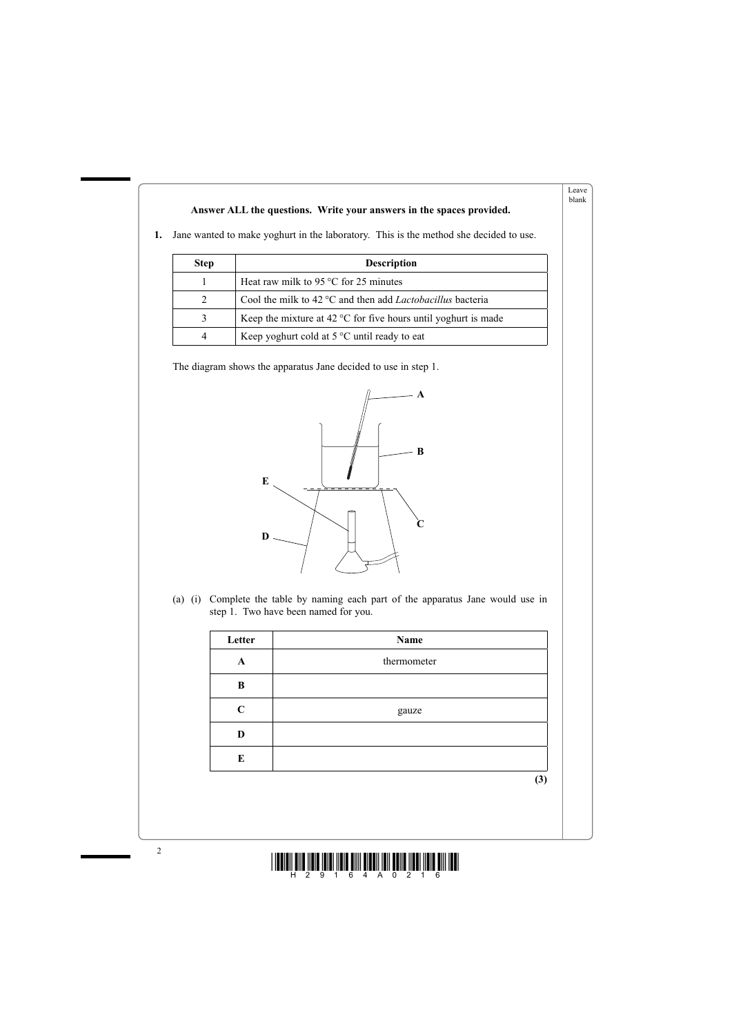**Answer ALL the questions. Write your answers in the spaces provided.**

**1.** Jane wanted to make yoghurt in the laboratory. This is the method she decided to use.

| Step | Description |
|---|---|
| 1 | Heat raw milk to 95 °C for 25 minutes |
| 2 | Cool the milk to 42 °C and then add *Lactobacillus* bacteria |
| 3 | Keep the mixture at 42 °C for five hours until yoghurt is made |
| 4 | Keep yoghurt cold at 5 °C until ready to eat |

The diagram shows the apparatus Jane decided to use in step 1.

(a) (i) Complete the table by naming each part of the apparatus Jane would use in step 1. Two have been named for you.

| Letter | Name |
|---|---|
| **A** | thermometer |
| **B** | |
| **C** | gauze |
| **D** | |
| **E** | |

**(3)**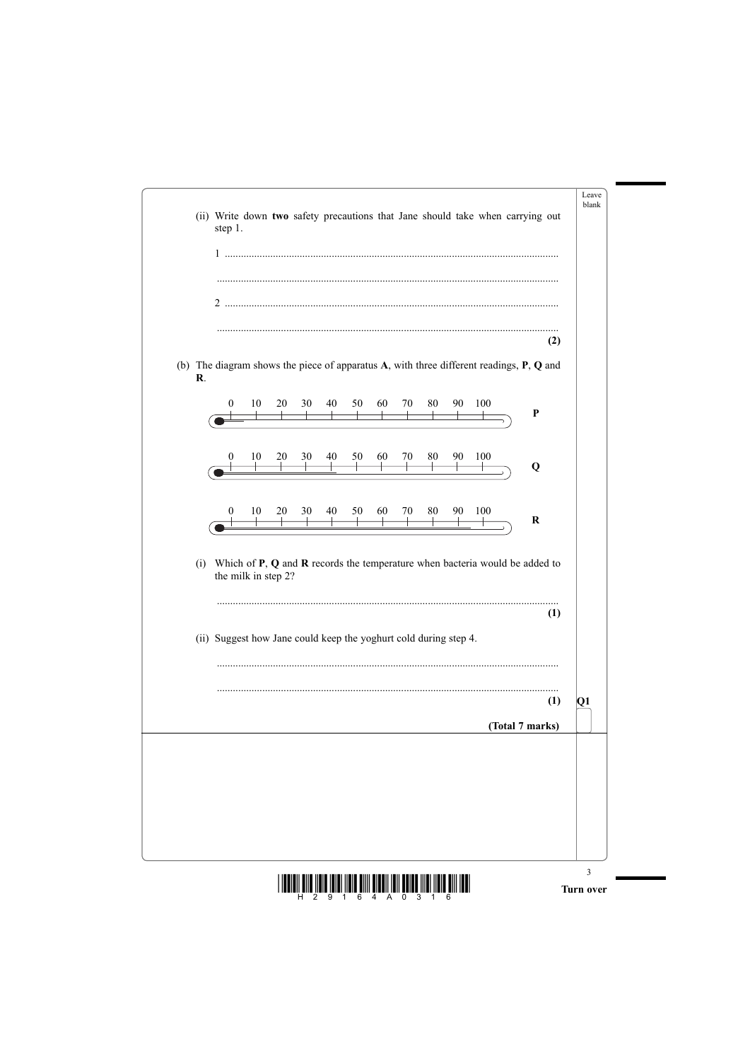(ii) Write down **two** safety precautions that Jane should take when carrying out step 1.

1 ..............................................................................................................

..............................................................................................................

2 ..............................................................................................................

.............................................................................................................. **(2)**

(b) The diagram shows the piece of apparatus **A**, with three different readings, **P**, **Q** and **R**.

**P**: 0 10 20 30 40 50 60 70 80 90 100

**Q**: 0 10 20 30 40 50 60 70 80 90 100

**R**: 0 10 20 30 40 50 60 70 80 90 100

(i) Which of **P**, **Q** and **R** records the temperature when bacteria would be added to the milk in step 2?

.............................................................................................................. **(1)**

(ii) Suggest how Jane could keep the yoghurt cold during step 4.

..............................................................................................................

.............................................................................................................. **(1)**

**(Total 7 marks)**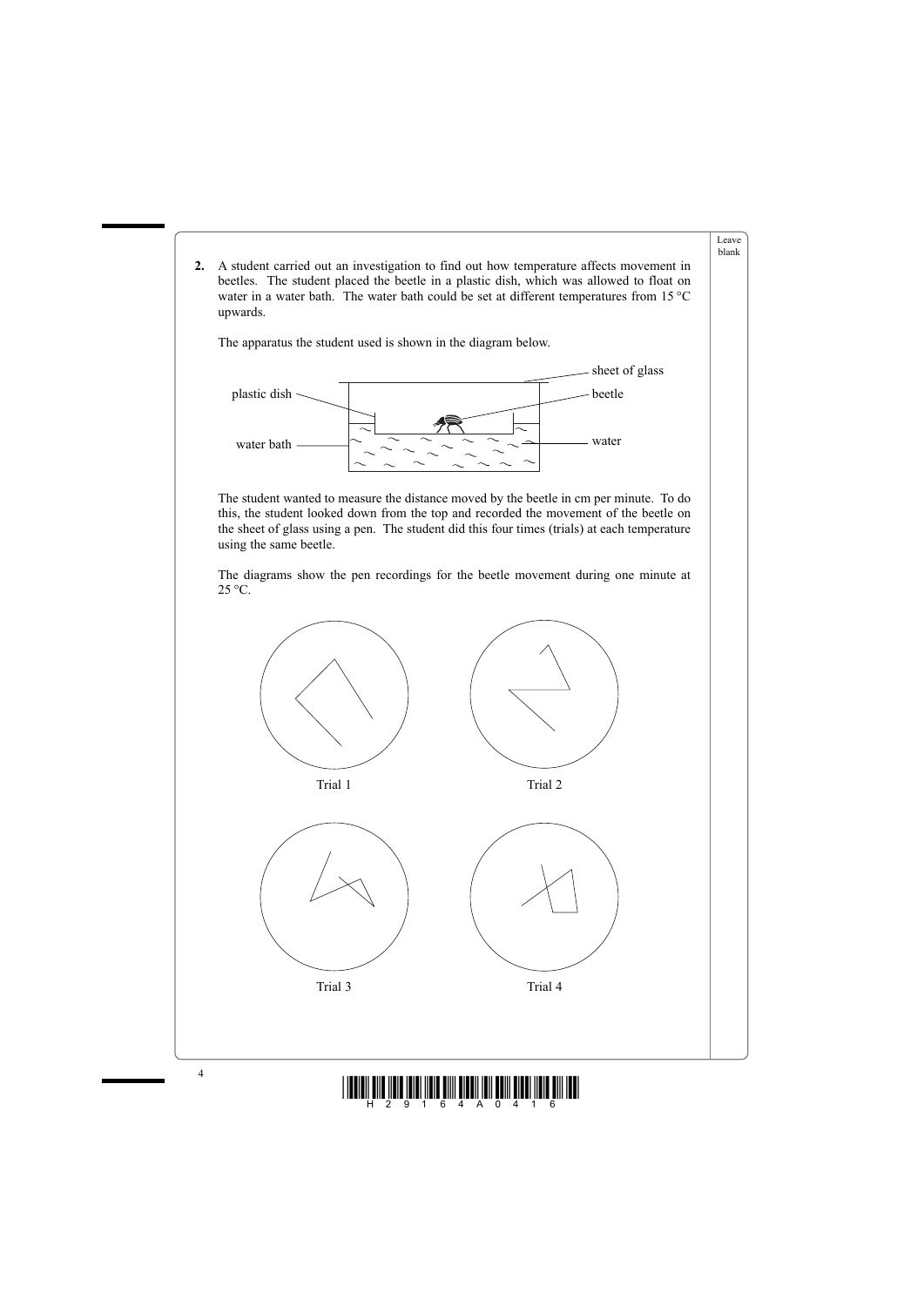**2.** A student carried out an investigation to find out how temperature affects movement in beetles. The student placed the beetle in a plastic dish, which was allowed to float on water in a water bath. The water bath could be set at different temperatures from 15 °C upwards.

The apparatus the student used is shown in the diagram below.

sheet of glass

plastic dish

beetle

water bath

water

The student wanted to measure the distance moved by the beetle in cm per minute. To do this, the student looked down from the top and recorded the movement of the beetle on the sheet of glass using a pen. The student did this four times (trials) at each temperature using the same beetle.

The diagrams show the pen recordings for the beetle movement during one minute at 25 °C.

Trial 1

Trial 2

Trial 3

Trial 4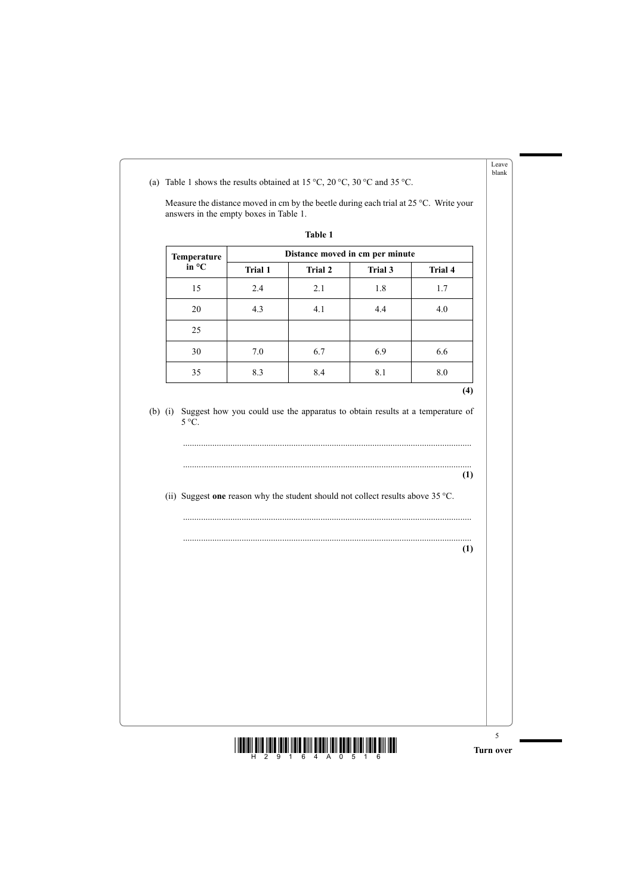(a) Table 1 shows the results obtained at 15 °C, 20 °C, 30 °C and 35 °C.

Measure the distance moved in cm by the beetle during each trial at 25 °C. Write your answers in the empty boxes in Table 1.

**Table 1**

| Temperature in °C | Distance moved in cm per minute | | | |
|---|---|---|---|---|
| | **Trial 1** | **Trial 2** | **Trial 3** | **Trial 4** |
| 15 | 2.4 | 2.1 | 1.8 | 1.7 |
| 20 | 4.3 | 4.1 | 4.4 | 4.0 |
| 25 | | | | |
| 30 | 7.0 | 6.7 | 6.9 | 6.6 |
| 35 | 8.3 | 8.4 | 8.1 | 8.0 |

**(4)**

(b) (i) Suggest how you could use the apparatus to obtain results at a temperature of 5 °C.

..............................................................................................................

..............................................................................................................

**(1)**

(ii) Suggest **one** reason why the student should not collect results above 35 °C.

..............................................................................................................

..............................................................................................................

**(1)**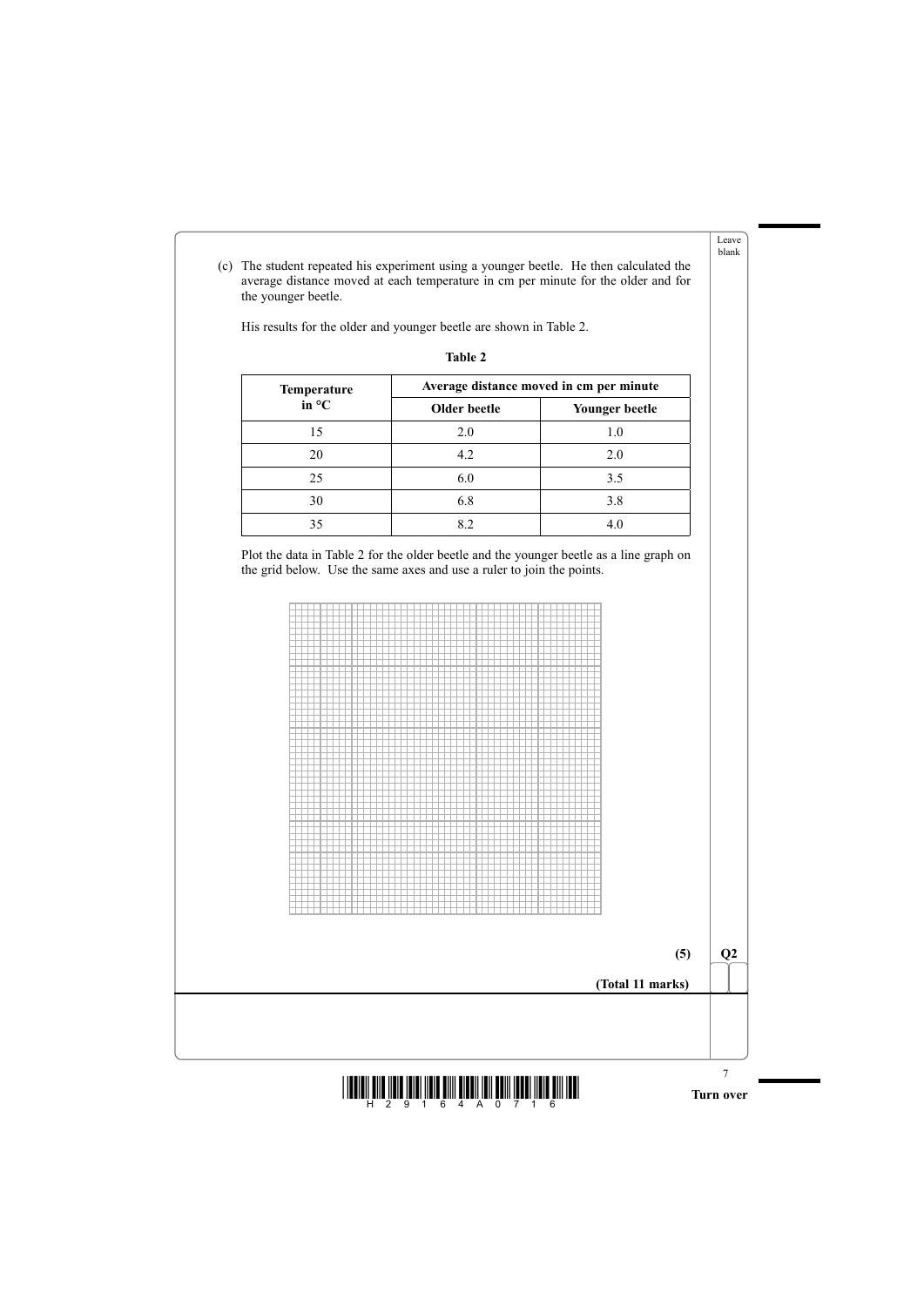(c) The student repeated his experiment using a younger beetle. He then calculated the average distance moved at each temperature in cm per minute for the older and for the younger beetle.

His results for the older and younger beetle are shown in Table 2.

**Table 2**

| Temperature in °C | Average distance moved in cm per minute | |
|---|---|---|
| | **Older beetle** | **Younger beetle** |
| 15 | 2.0 | 1.0 |
| 20 | 4.2 | 2.0 |
| 25 | 6.0 | 3.5 |
| 30 | 6.8 | 3.8 |
| 35 | 8.2 | 4.0 |

Plot the data in Table 2 for the older beetle and the younger beetle as a line graph on the grid below. Use the same axes and use a ruler to join the points.

**(5)**

**(Total 11 marks)**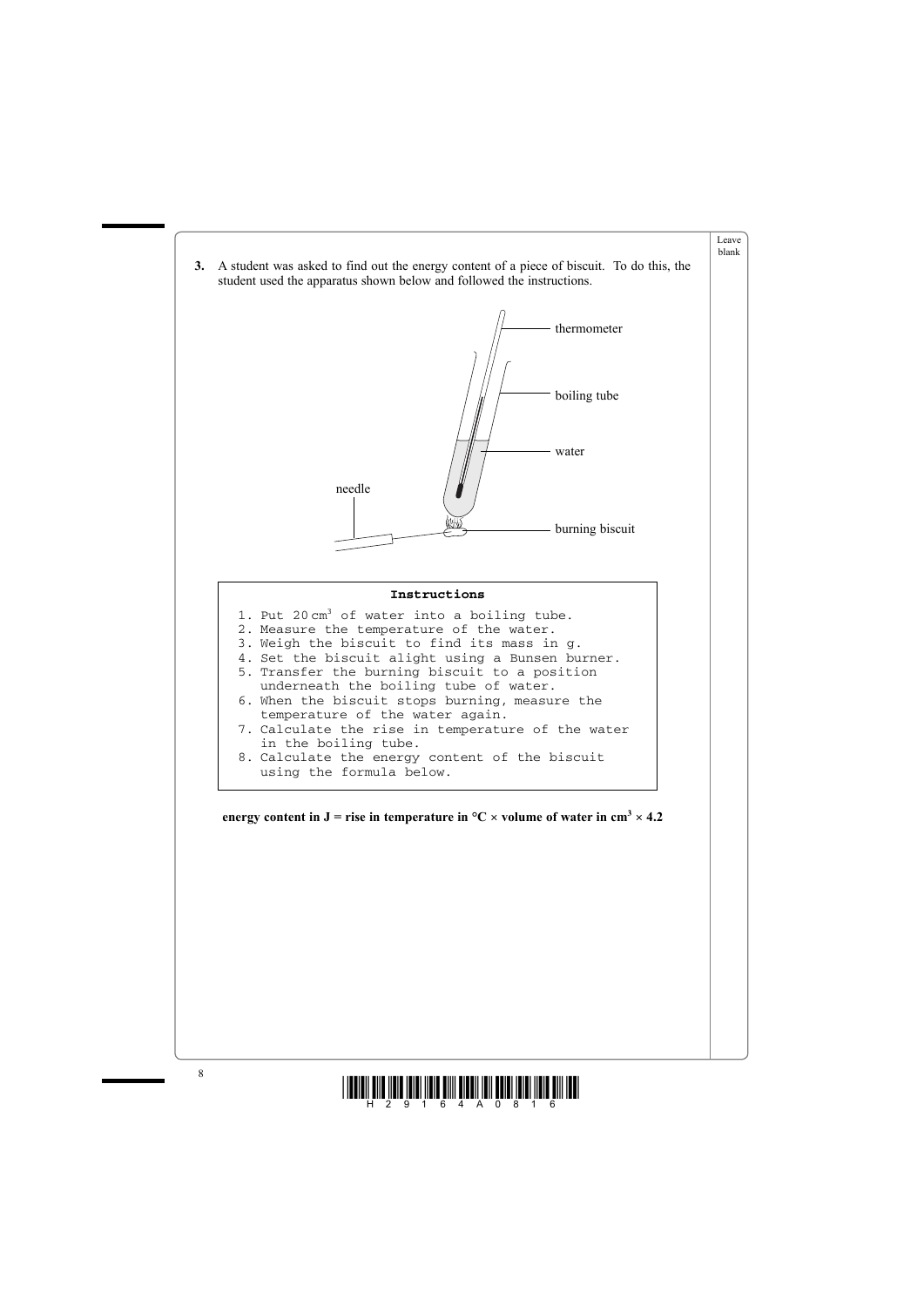**3.** A student was asked to find out the energy content of a piece of biscuit. To do this, the student used the apparatus shown below and followed the instructions.

thermometer

boiling tube

water

needle

burning biscuit

**Instructions**

1. Put 20 $cm^3$ of water into a boiling tube.
2. Measure the temperature of the water.
3. Weigh the biscuit to find its mass in g.
4. Set the biscuit alight using a Bunsen burner.
5. Transfer the burning biscuit to a position underneath the boiling tube of water.
6. When the biscuit stops burning, measure the temperature of the water again.
7. Calculate the rise in temperature of the water in the boiling tube.
8. Calculate the energy content of the biscuit using the formula below.

**energy content in J = rise in temperature in °C × volume of water in $cm^3$ × 4.2**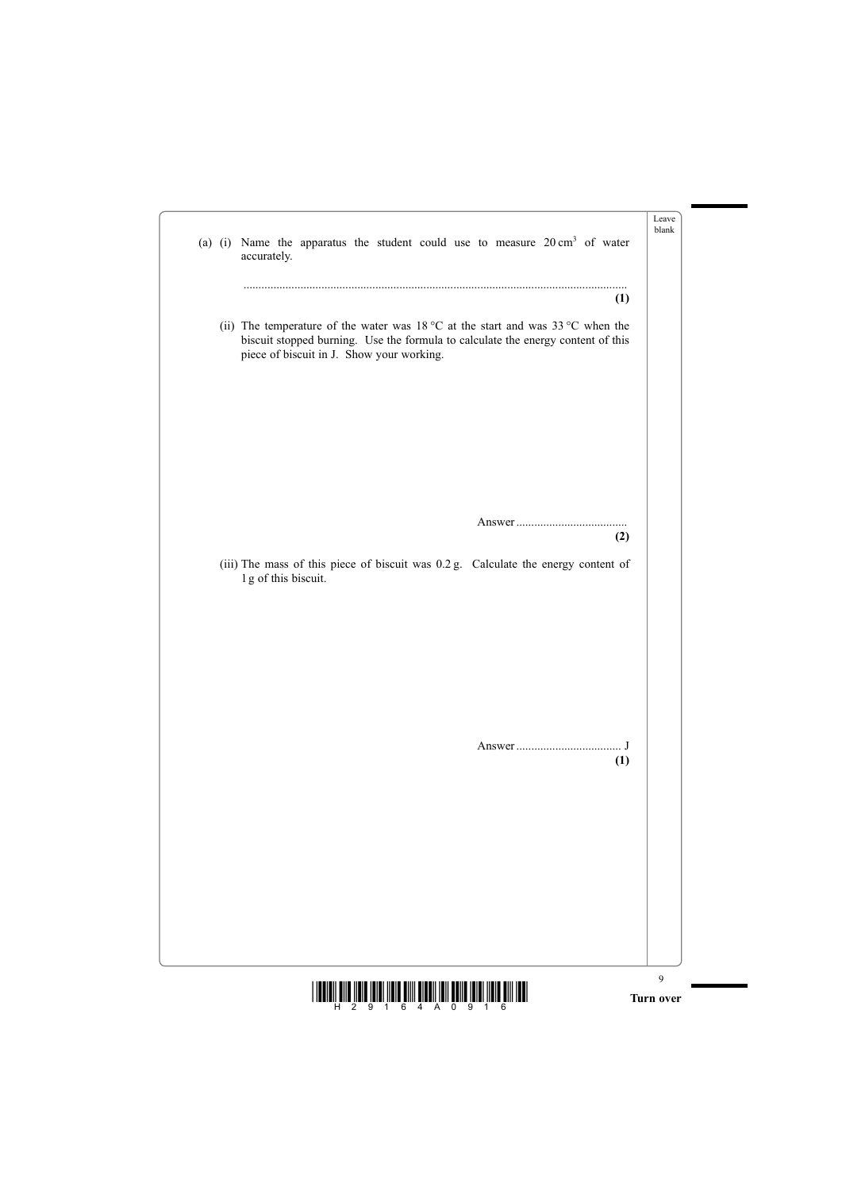(a) (i) Name the apparatus the student could use to measure 20 cm$^3$ of water accurately.

..............................................................................................................................

**(1)**

(ii) The temperature of the water was 18 °C at the start and was 33 °C when the biscuit stopped burning. Use the formula to calculate the energy content of this piece of biscuit in J. Show your working.

Answer .....................................

**(2)**

(iii) The mass of this piece of biscuit was 0.2 g. Calculate the energy content of 1 g of this biscuit.

Answer ................................... J

**(1)**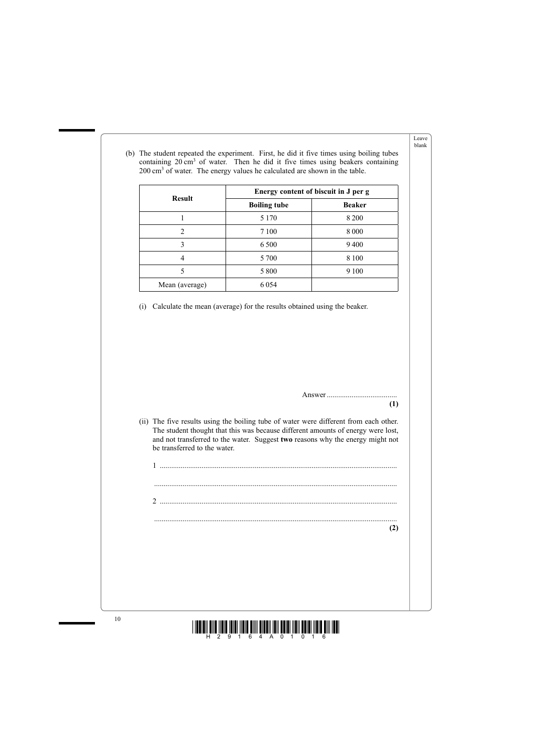(b) The student repeated the experiment. First, he did it five times using boiling tubes containing 20 cm$^3$ of water. Then he did it five times using beakers containing 200 cm$^3$ of water. The energy values he calculated are shown in the table.

| Result | Energy content of biscuit in J per g | |
|---|---|---|
| | **Boiling tube** | **Beaker** |
| 1 | 5 170 | 8 200 |
| 2 | 7 100 | 8 000 |
| 3 | 6 500 | 9 400 |
| 4 | 5 700 | 8 100 |
| 5 | 5 800 | 9 100 |
| Mean (average) | 6 054 | |

(i) Calculate the mean (average) for the results obtained using the beaker.

Answer ....................................

**(1)**

(ii) The five results using the boiling tube of water were different from each other. The student thought that this was because different amounts of energy were lost, and not transferred to the water. Suggest **two** reasons why the energy might not be transferred to the water.

1 ..........................................................................................................................

..........................................................................................................................

2 ..........................................................................................................................

..........................................................................................................................

**(2)**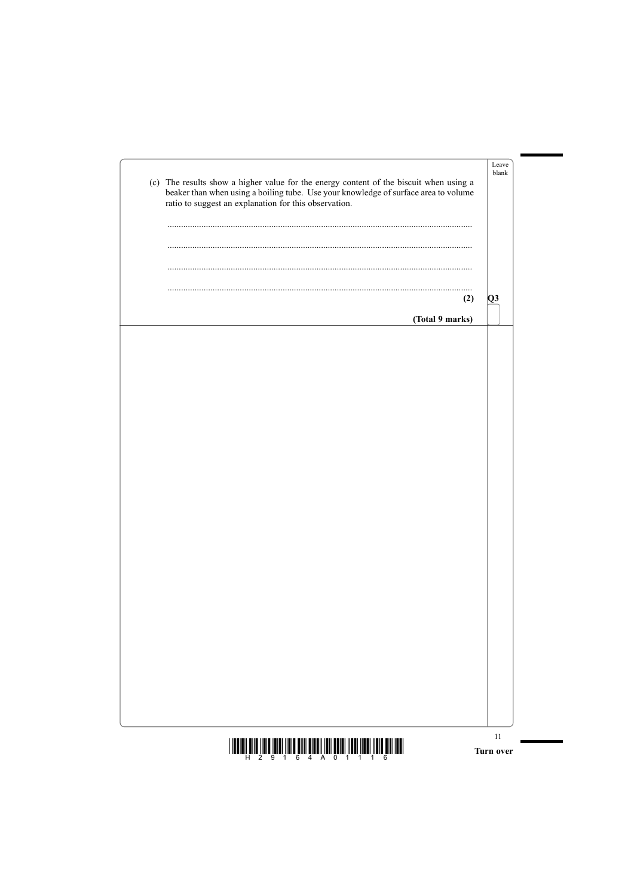(c) The results show a higher value for the energy content of the biscuit when using a beaker than when using a boiling tube. Use your knowledge of surface area to volume ratio to suggest an explanation for this observation.

.......................................................................................................................................

.......................................................................................................................................

.......................................................................................................................................

.......................................................................................................................................

**(2)**

**Q3**

**(Total 9 marks)**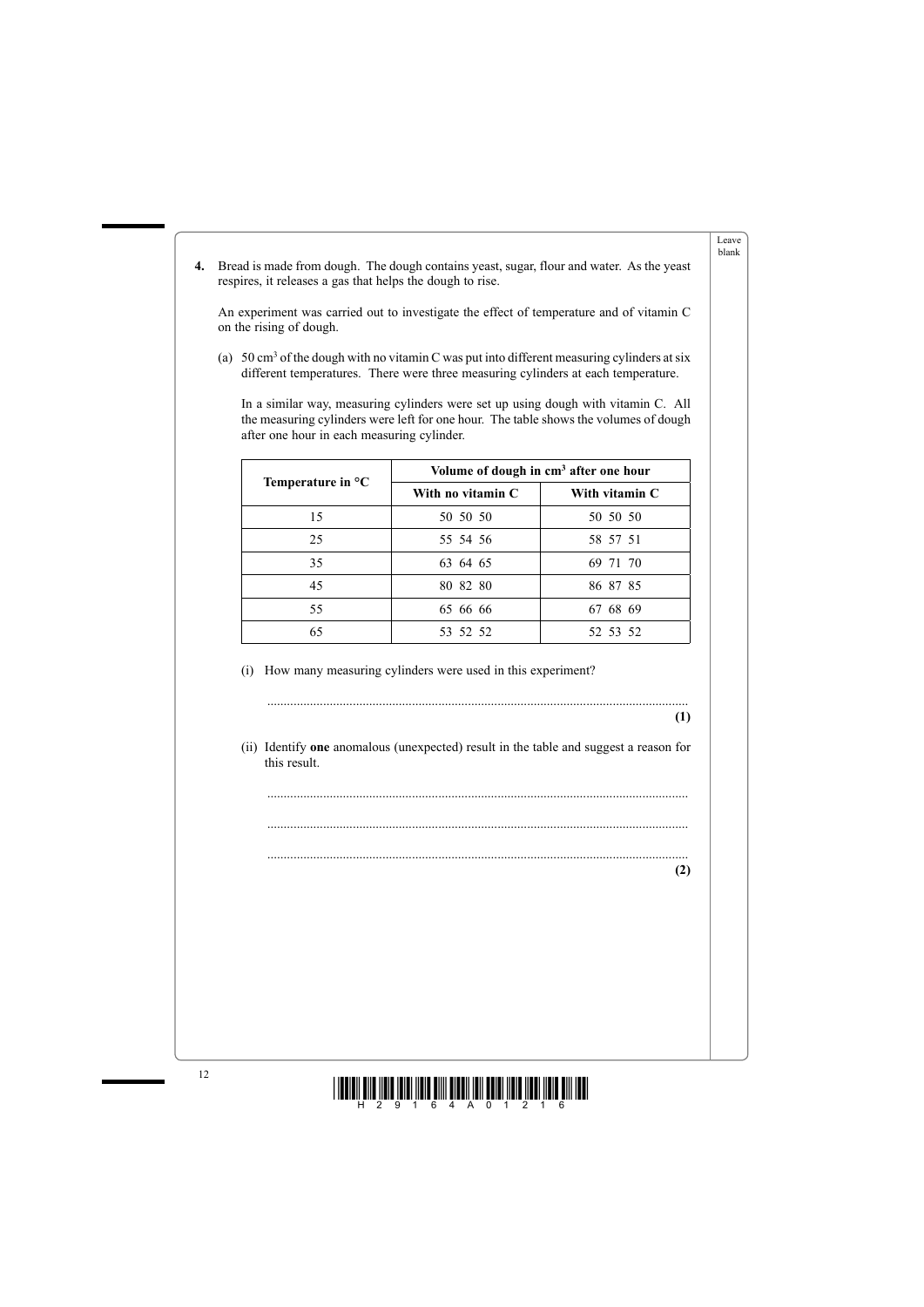**4.** Bread is made from dough. The dough contains yeast, sugar, flour and water. As the yeast respires, it releases a gas that helps the dough to rise.

An experiment was carried out to investigate the effect of temperature and of vitamin C on the rising of dough.

(a) 50 cm$^3$ of the dough with no vitamin C was put into different measuring cylinders at six different temperatures. There were three measuring cylinders at each temperature.

In a similar way, measuring cylinders were set up using dough with vitamin C. All the measuring cylinders were left for one hour. The table shows the volumes of dough after one hour in each measuring cylinder.

| Temperature in °C | Volume of dough in cm$^3$ after one hour | |
|---|---|---|
| | **With no vitamin C** | **With vitamin C** |
| 15 | 50 50 50 | 50 50 50 |
| 25 | 55 54 56 | 58 57 51 |
| 35 | 63 64 65 | 69 71 70 |
| 45 | 80 82 80 | 86 87 85 |
| 55 | 65 66 66 | 67 68 69 |
| 65 | 53 52 52 | 52 53 52 |

(i) How many measuring cylinders were used in this experiment?

..............................................................................................................................
**(1)**

(ii) Identify **one** anomalous (unexpected) result in the table and suggest a reason for this result.

..............................................................................................................................

..............................................................................................................................

..............................................................................................................................
**(2)**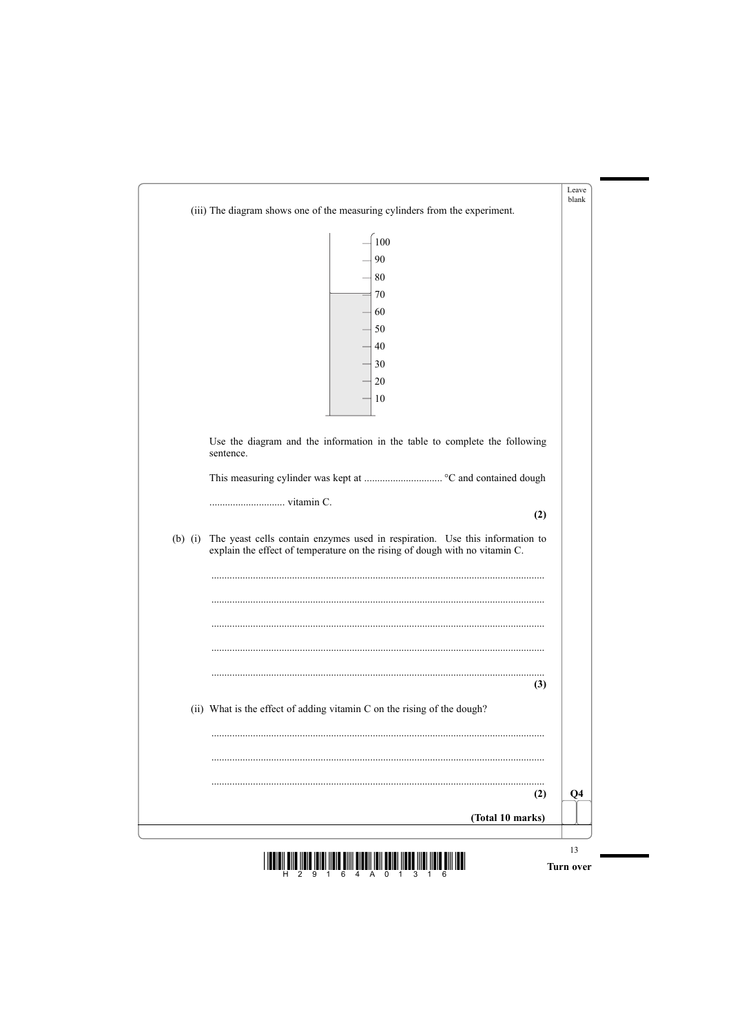(iii) The diagram shows one of the measuring cylinders from the experiment.

100
90
80
70
60
50
40
30
20
10

Use the diagram and the information in the table to complete the following sentence.

This measuring cylinder was kept at .............................. °C and contained dough

............................ vitamin C.

**(2)**

(b) (i) The yeast cells contain enzymes used in respiration. Use this information to explain the effect of temperature on the rising of dough with no vitamin C.

..............................................................................................................

..............................................................................................................

..............................................................................................................

..............................................................................................................

..............................................................................................................

**(3)**

(ii) What is the effect of adding vitamin C on the rising of the dough?

..............................................................................................................

..............................................................................................................

..............................................................................................................

**(2)**

**Q4**

**(Total 10 marks)**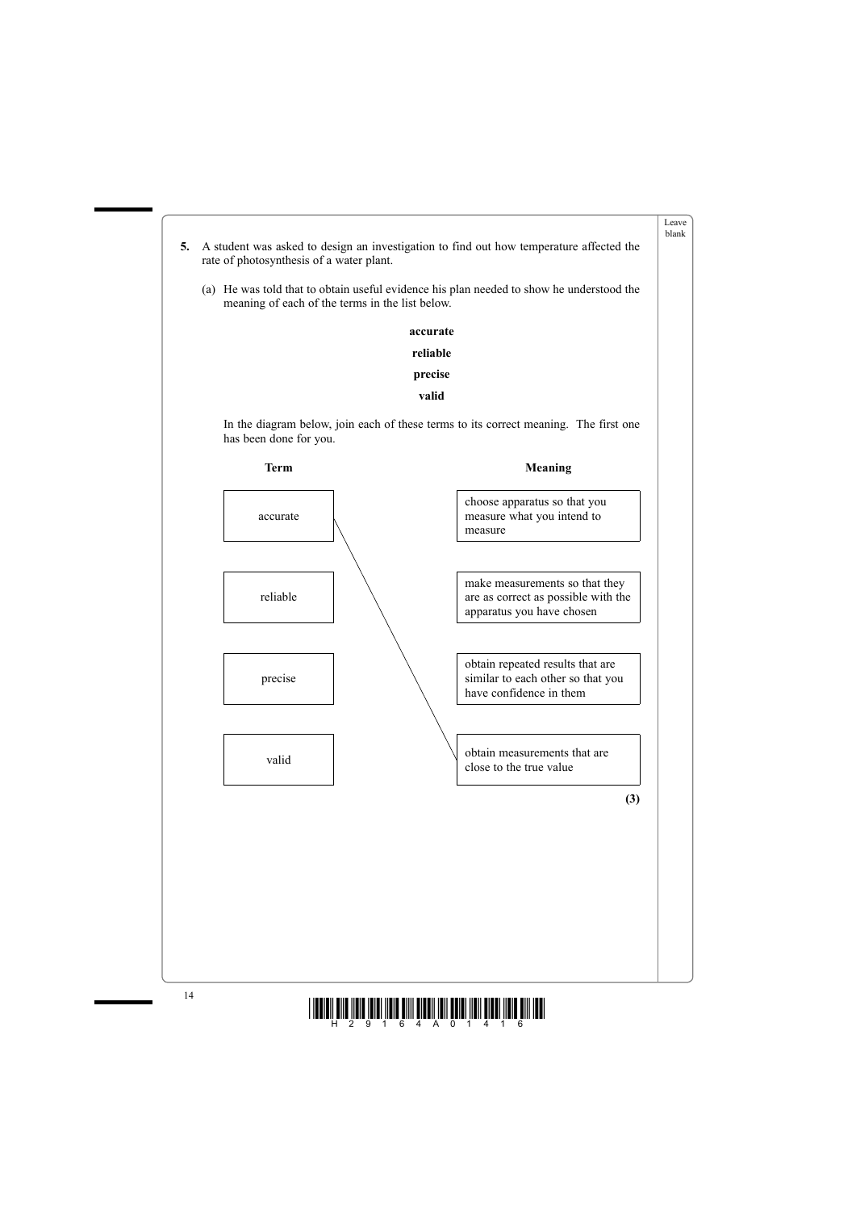**5.** A student was asked to design an investigation to find out how temperature affected the rate of photosynthesis of a water plant.

(a) He was told that to obtain useful evidence his plan needed to show he understood the meaning of each of the terms in the list below.

**accurate**

**reliable**

**precise**

**valid**

In the diagram below, join each of these terms to its correct meaning. The first one has been done for you.

| Term | Meaning |
|---|---|
| accurate | choose apparatus so that you measure what you intend to measure |
| reliable | make measurements so that they are as correct as possible with the apparatus you have chosen |
| precise | obtain repeated results that are similar to each other so that you have confidence in them |
| valid | obtain measurements that are close to the true value |

(Line drawn: accurate → obtain measurements that are close to the true value)

**(3)**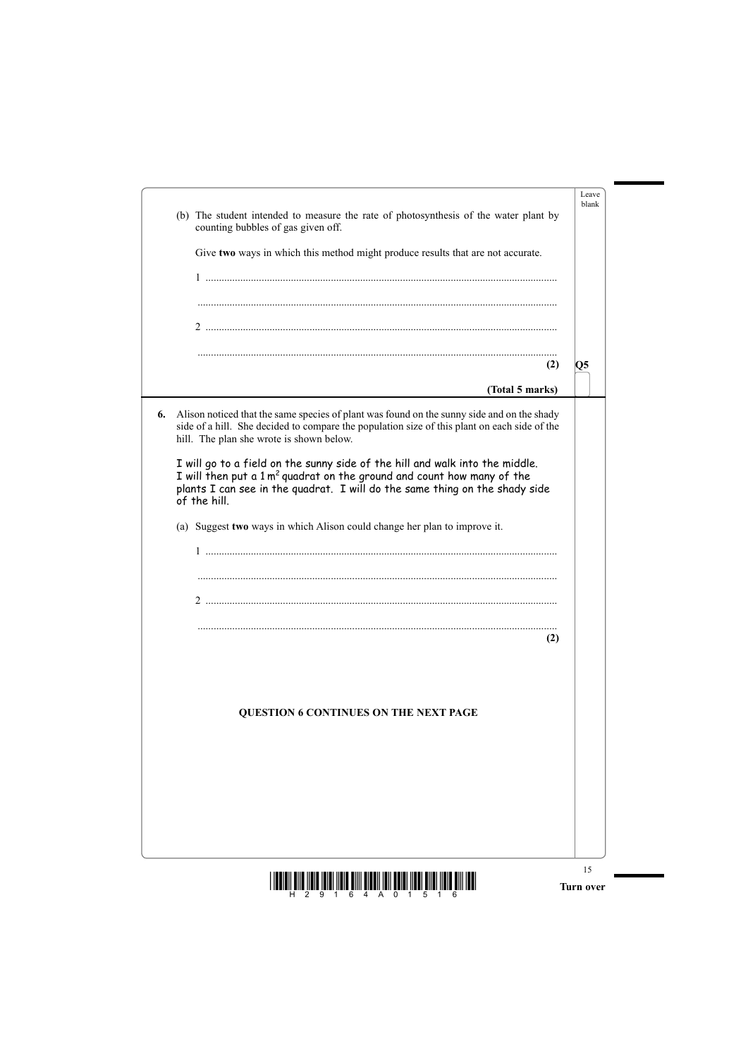(b) The student intended to measure the rate of photosynthesis of the water plant by counting bubbles of gas given off.

Give **two** ways in which this method might produce results that are not accurate.

1 ....................................................................................................................

......................................................................................................................

2 ....................................................................................................................

......................................................................................................................

**(2)**

**(Total 5 marks)**

**6.** Alison noticed that the same species of plant was found on the sunny side and on the shady side of a hill. She decided to compare the population size of this plant on each side of the hill. The plan she wrote is shown below.

I will go to a field on the sunny side of the hill and walk into the middle. I will then put a 1 $m^2$ quadrat on the ground and count how many of the plants I can see in the quadrat. I will do the same thing on the shady side of the hill.

(a) Suggest **two** ways in which Alison could change her plan to improve it.

1 ....................................................................................................................

......................................................................................................................

2 ....................................................................................................................

......................................................................................................................

**(2)**

**QUESTION 6 CONTINUES ON THE NEXT PAGE**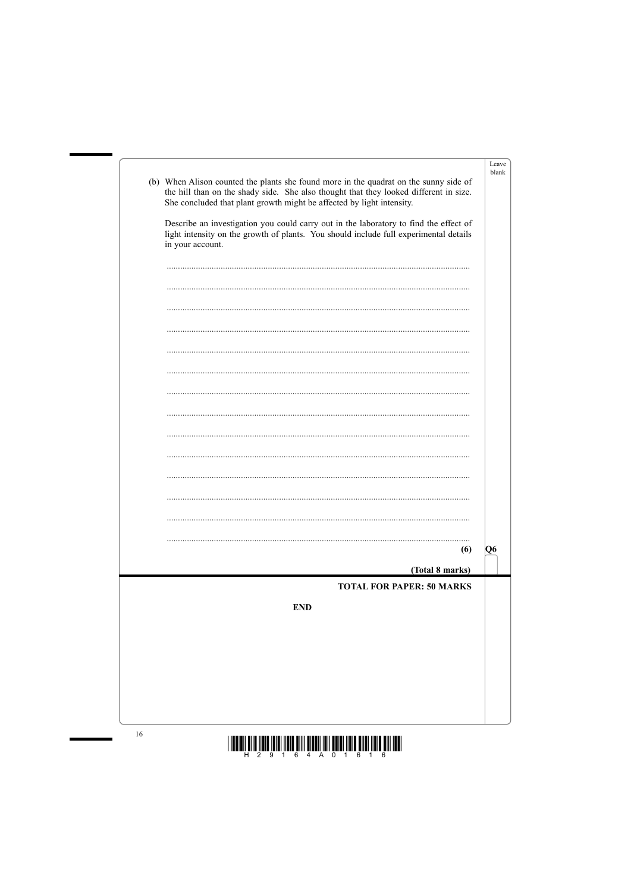(b) When Alison counted the plants she found more in the quadrat on the sunny side of the hill than on the shady side. She also thought that they looked different in size. She concluded that plant growth might be affected by light intensity.

Describe an investigation you could carry out in the laboratory to find the effect of light intensity on the growth of plants. You should include full experimental details in your account.

.......................................................................................................................

.......................................................................................................................

.......................................................................................................................

.......................................................................................................................

.......................................................................................................................

.......................................................................................................................

.......................................................................................................................

.......................................................................................................................

.......................................................................................................................

.......................................................................................................................

.......................................................................................................................

.......................................................................................................................

.......................................................................................................................

.......................................................................................................................

**(6)**

**(Total 8 marks)**

**TOTAL FOR PAPER: 50 MARKS**

**END**